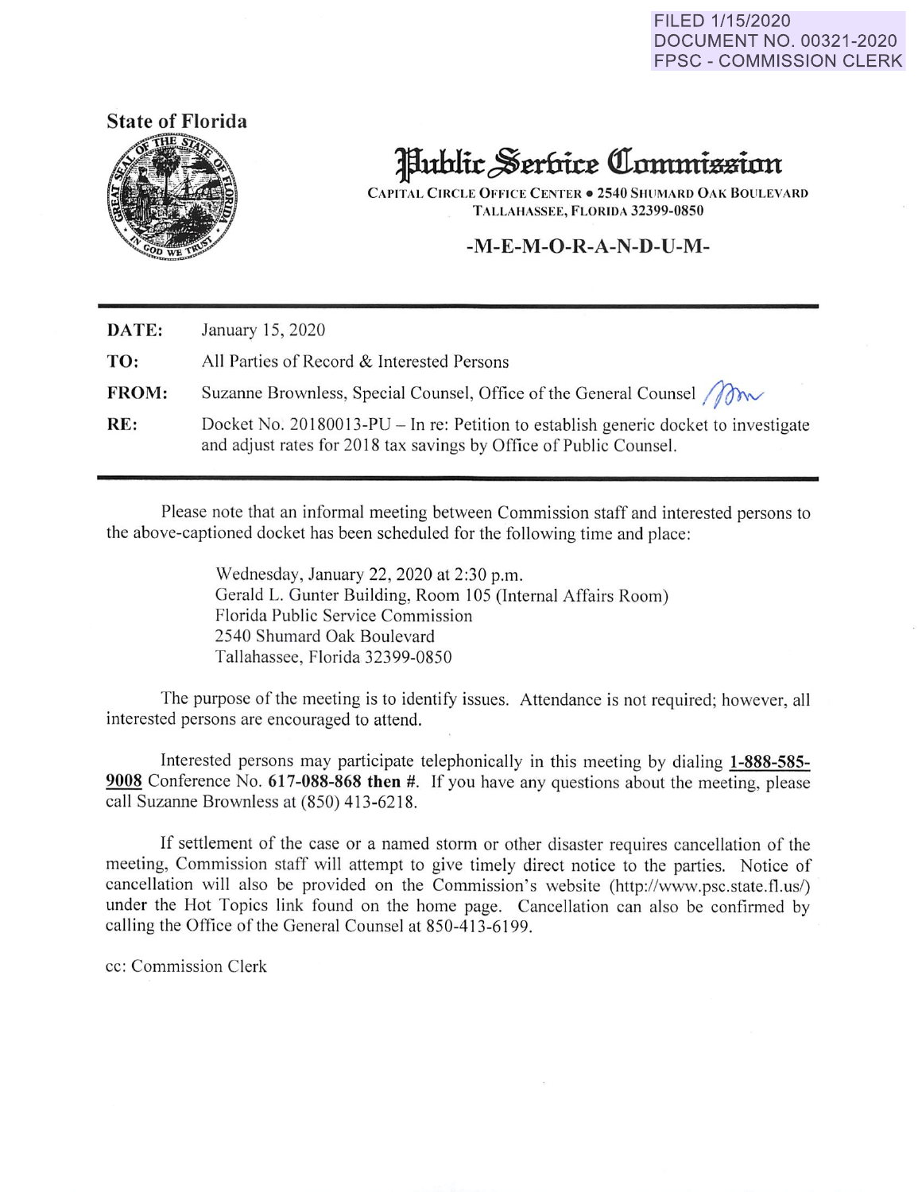FILED 1/15/2020
DOCUMENT NO. 00321-2020
FPSC - COMMISSION CLERK

State of Florida

# Public Service Commission

CAPITAL CIRCLE OFFICE CENTER • 2540 SHUMARD OAK BOULEVARD
TALLAHASSEE, FLORIDA 32399-0850

## -M-E-M-O-R-A-N-D-U-M-

| | |
|---|---|
| **DATE:** | January 15, 2020 |
| **TO:** | All Parties of Record & Interested Persons |
| **FROM:** | Suzanne Brownless, Special Counsel, Office of the General Counsel |
| **RE:** | Docket No. 20180013-PU – In re: Petition to establish generic docket to investigate and adjust rates for 2018 tax savings by Office of Public Counsel. |

Please note that an informal meeting between Commission staff and interested persons to the above-captioned docket has been scheduled for the following time and place:

> Wednesday, January 22, 2020 at 2:30 p.m.
> Gerald L. Gunter Building, Room 105 (Internal Affairs Room)
> Florida Public Service Commission
> 2540 Shumard Oak Boulevard
> Tallahassee, Florida 32399-0850

The purpose of the meeting is to identify issues. Attendance is not required; however, all interested persons are encouraged to attend.

Interested persons may participate telephonically in this meeting by dialing **1-888-585-9008** Conference No. **617-088-868 then #**. If you have any questions about the meeting, please call Suzanne Brownless at (850) 413-6218.

If settlement of the case or a named storm or other disaster requires cancellation of the meeting, Commission staff will attempt to give timely direct notice to the parties. Notice of cancellation will also be provided on the Commission's website (http://www.psc.state.fl.us/) under the Hot Topics link found on the home page. Cancellation can also be confirmed by calling the Office of the General Counsel at 850-413-6199.

cc: Commission Clerk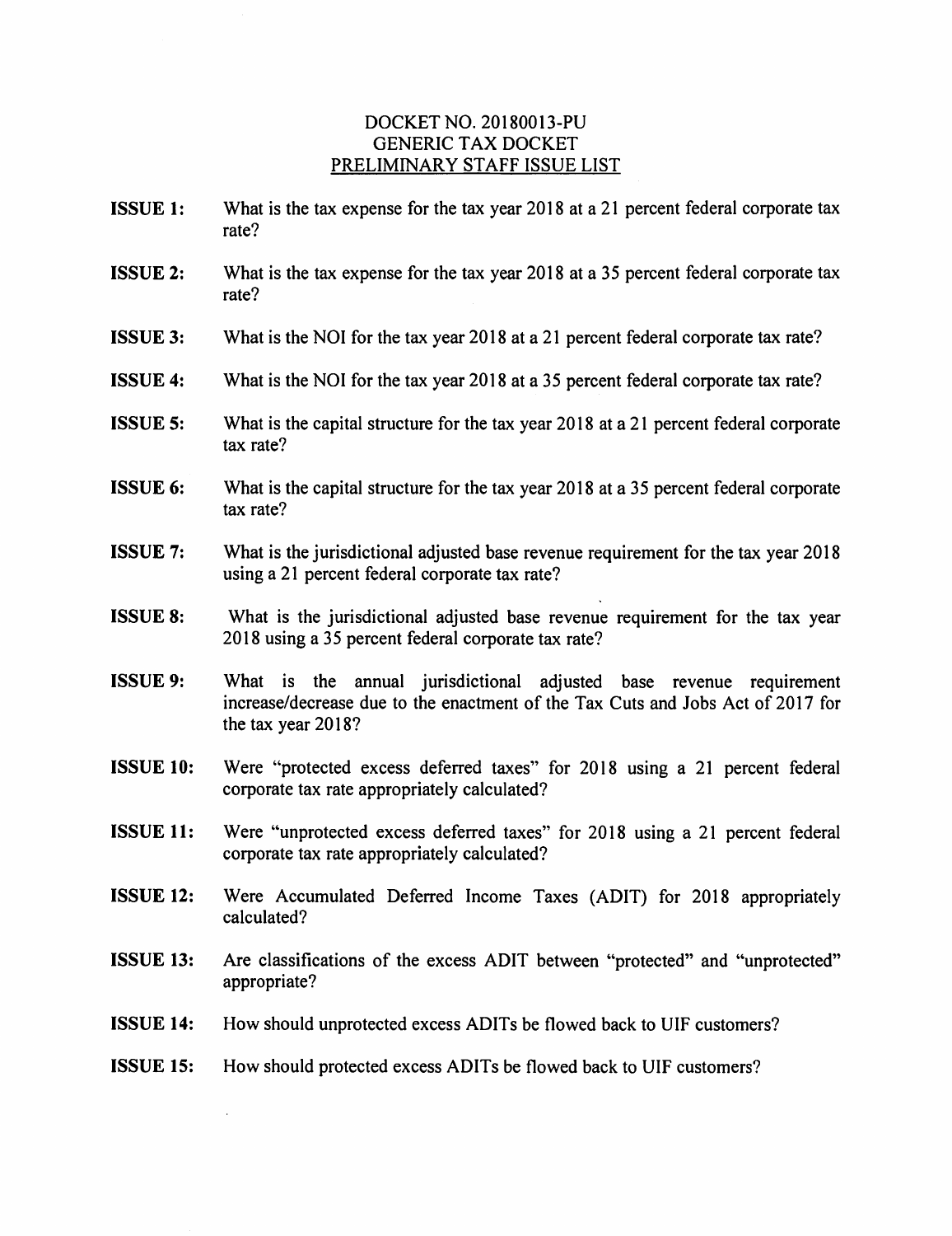# DOCKET NO. 20180013-PU
# GENERIC TAX DOCKET
## PRELIMINARY STAFF ISSUE LIST

**ISSUE 1:** What is the tax expense for the tax year 2018 at a 21 percent federal corporate tax rate?

**ISSUE 2:** What is the tax expense for the tax year 2018 at a 35 percent federal corporate tax rate?

**ISSUE 3:** What is the NOI for the tax year 2018 at a 21 percent federal corporate tax rate?

**ISSUE 4:** What is the NOI for the tax year 2018 at a 35 percent federal corporate tax rate?

**ISSUE 5:** What is the capital structure for the tax year 2018 at a 21 percent federal corporate tax rate?

**ISSUE 6:** What is the capital structure for the tax year 2018 at a 35 percent federal corporate tax rate?

**ISSUE 7:** What is the jurisdictional adjusted base revenue requirement for the tax year 2018 using a 21 percent federal corporate tax rate?

**ISSUE 8:** What is the jurisdictional adjusted base revenue requirement for the tax year 2018 using a 35 percent federal corporate tax rate?

**ISSUE 9:** What is the annual jurisdictional adjusted base revenue requirement increase/decrease due to the enactment of the Tax Cuts and Jobs Act of 2017 for the tax year 2018?

**ISSUE 10:** Were "protected excess deferred taxes" for 2018 using a 21 percent federal corporate tax rate appropriately calculated?

**ISSUE 11:** Were "unprotected excess deferred taxes" for 2018 using a 21 percent federal corporate tax rate appropriately calculated?

**ISSUE 12:** Were Accumulated Deferred Income Taxes (ADIT) for 2018 appropriately calculated?

**ISSUE 13:** Are classifications of the excess ADIT between "protected" and "unprotected" appropriate?

**ISSUE 14:** How should unprotected excess ADITs be flowed back to UIF customers?

**ISSUE 15:** How should protected excess ADITs be flowed back to UIF customers?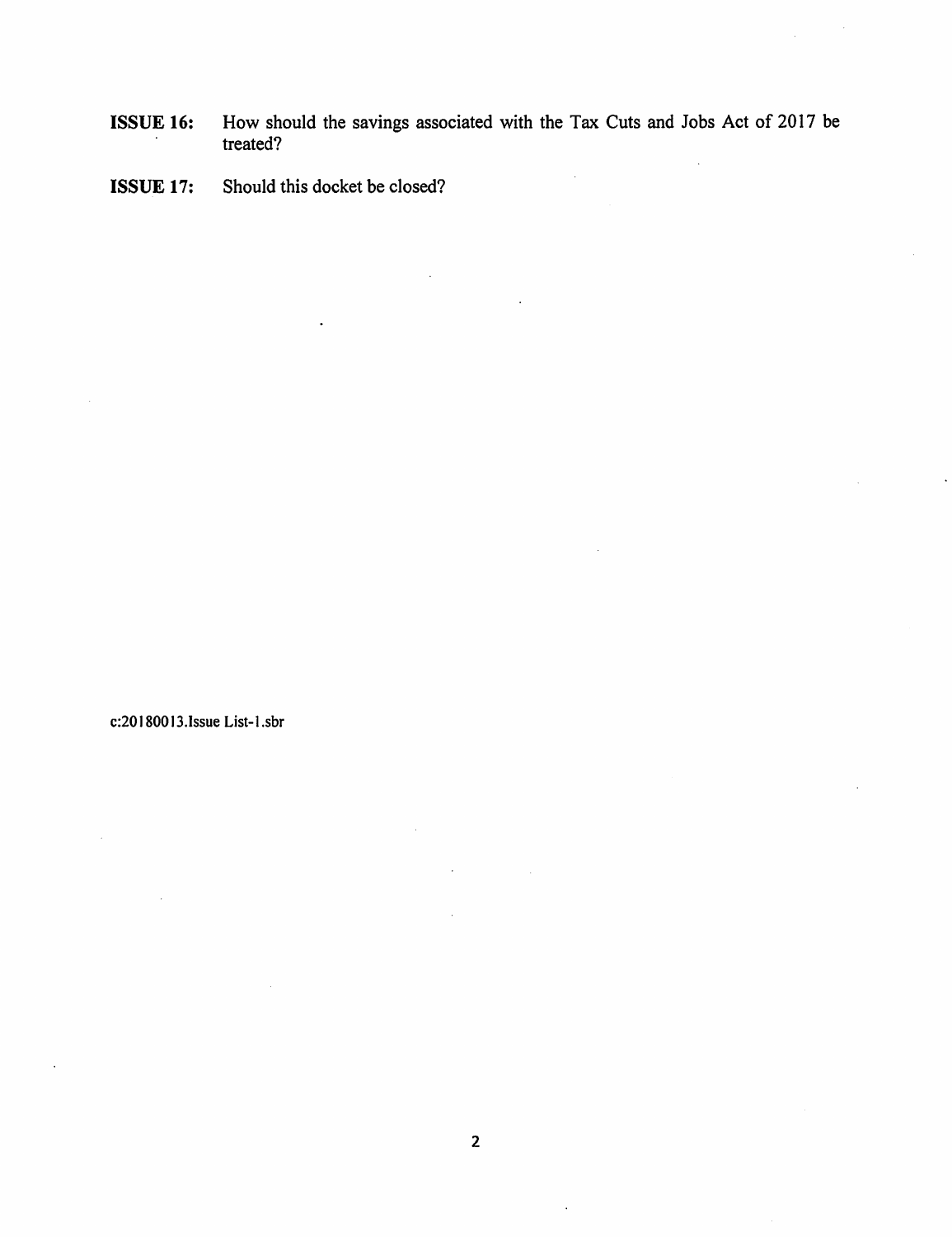**ISSUE 16:** How should the savings associated with the Tax Cuts and Jobs Act of 2017 be treated?

**ISSUE 17:** Should this docket be closed?

c:20180013.Issue List-1.sbr